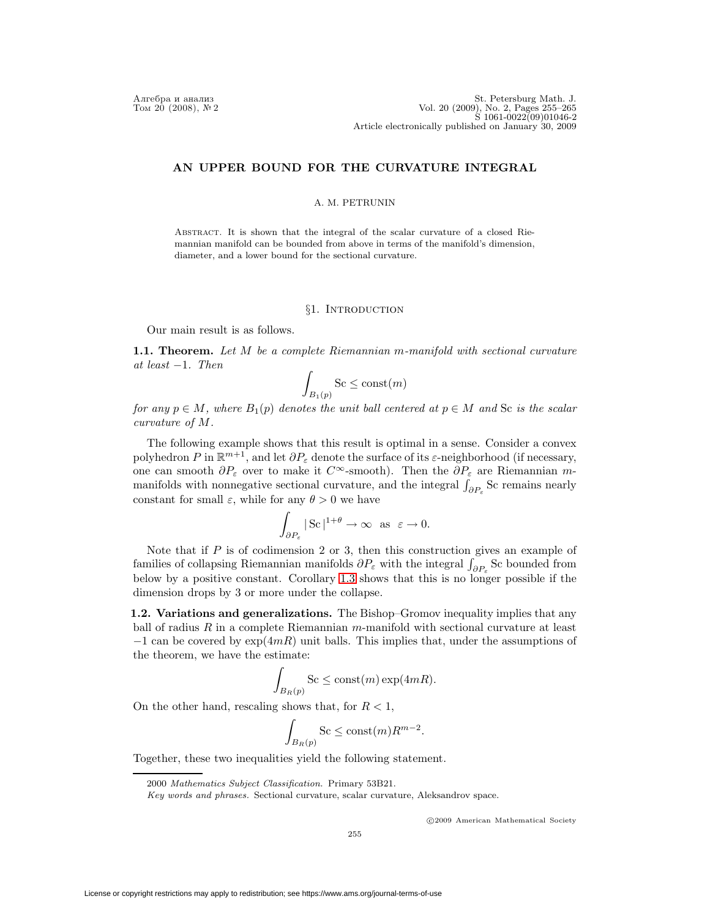# AN UPPER BOUND FOR THE CURVATURE INTEGRAL

A. M. PETRUNIN

ABSTRACT. It is shown that the integral of the scalar curvature of a closed Riemannian manifold can be bounded from above in terms of the manifold's dimension, diameter, and a lower bound for the sectional curvature.

## §1. Introduction

Our main result is as follows.

**1.1. Theorem.** *Let $M$ be a complete Riemannian $m$-manifold with sectional curvature at least $-1$. Then*

$$\int_{B_1(p)} \mathrm{Sc} \le \mathrm{const}(m)$$

*for any $p \in M$, where $B_1(p)$ denotes the unit ball centered at $p \in M$ and* Sc *is the scalar curvature of $M$.*

The following example shows that this result is optimal in a sense. Consider a convex polyhedron $P$ in $\mathbb{R}^{m+1}$, and let $\partial P_\varepsilon$ denote the surface of its $\varepsilon$-neighborhood (if necessary, one can smooth $\partial P_\varepsilon$ over to make it $C^\infty$-smooth). Then the $\partial P_\varepsilon$ are Riemannian $m$-manifolds with nonnegative sectional curvature, and the integral $\int_{\partial P_\varepsilon} \mathrm{Sc}$ remains nearly constant for small $\varepsilon$, while for any $\theta > 0$ we have

$$\int_{\partial P_\varepsilon} |\,\mathrm{Sc}\,|^{1+\theta} \to \infty \quad \text{as} \quad \varepsilon \to 0.$$

Note that if $P$ is of codimension 2 or 3, then this construction gives an example of families of collapsing Riemannian manifolds $\partial P_\varepsilon$ with the integral $\int_{\partial P_\varepsilon} \mathrm{Sc}$ bounded from below by a positive constant. Corollary 1.3 shows that this is no longer possible if the dimension drops by 3 or more under the collapse.

**1.2. Variations and generalizations.** The Bishop–Gromov inequality implies that any ball of radius $R$ in a complete Riemannian $m$-manifold with sectional curvature at least $-1$ can be covered by $\exp(4mR)$ unit balls. This implies that, under the assumptions of the theorem, we have the estimate:

$$\int_{B_R(p)} \mathrm{Sc} \le \mathrm{const}(m) \exp(4mR).$$

On the other hand, rescaling shows that, for $R < 1$,

$$\int_{B_R(p)} \mathrm{Sc} \le \mathrm{const}(m) R^{m-2}.$$

Together, these two inequalities yield the following statement.

2000 *Mathematics Subject Classification.* Primary 53B21.

*Key words and phrases.* Sectional curvature, scalar curvature, Aleksandrov space.

©2009 American Mathematical Society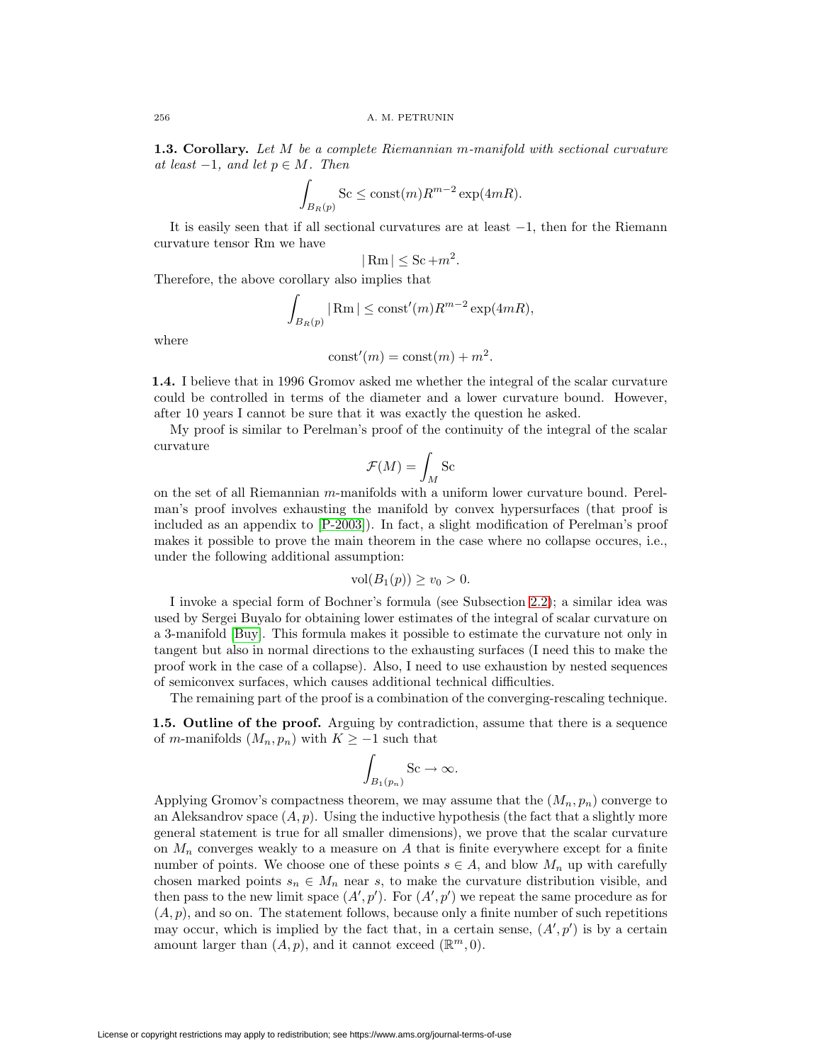**1.3. Corollary.** *Let $M$ be a complete Riemannian $m$-manifold with sectional curvature at least $-1$, and let $p \in M$. Then*

$$\int_{B_R(p)} \mathrm{Sc} \le \mathrm{const}(m) R^{m-2} \exp(4mR).$$

It is easily seen that if all sectional curvatures are at least $-1$, then for the Riemann curvature tensor Rm we have

$$|\,\mathrm{Rm}\,| \le \mathrm{Sc} + m^2.$$

Therefore, the above corollary also implies that

$$\int_{B_R(p)} |\,\mathrm{Rm}\,| \le \mathrm{const}'(m) R^{m-2} \exp(4mR),$$

where

$$\mathrm{const}'(m) = \mathrm{const}(m) + m^2.$$

**1.4.** I believe that in 1996 Gromov asked me whether the integral of the scalar curvature could be controlled in terms of the diameter and a lower curvature bound. However, after 10 years I cannot be sure that it was exactly the question he asked.

My proof is similar to Perelman's proof of the continuity of the integral of the scalar curvature

$$\mathcal{F}(M) = \int_M \mathrm{Sc}$$

on the set of all Riemannian $m$-manifolds with a uniform lower curvature bound. Perelman's proof involves exhausting the manifold by convex hypersurfaces (that proof is included as an appendix to [P-2003]). In fact, a slight modification of Perelman's proof makes it possible to prove the main theorem in the case where no collapse occures, i.e., under the following additional assumption:

$$\mathrm{vol}(B_1(p)) \ge v_0 > 0.$$

I invoke a special form of Bochner's formula (see Subsection 2.2); a similar idea was used by Sergei Buyalo for obtaining lower estimates of the integral of scalar curvature on a 3-manifold [Buy]. This formula makes it possible to estimate the curvature not only in tangent but also in normal directions to the exhausting surfaces (I need this to make the proof work in the case of a collapse). Also, I need to use exhaustion by nested sequences of semiconvex surfaces, which causes additional technical difficulties.

The remaining part of the proof is a combination of the converging-rescaling technique.

**1.5. Outline of the proof.** Arguing by contradiction, assume that there is a sequence of $m$-manifolds $(M_n, p_n)$ with $K \ge -1$ such that

$$\int_{B_1(p_n)} \mathrm{Sc} \to \infty.$$

Applying Gromov's compactness theorem, we may assume that the $(M_n, p_n)$ converge to an Aleksandrov space $(A, p)$. Using the inductive hypothesis (the fact that a slightly more general statement is true for all smaller dimensions), we prove that the scalar curvature on $M_n$ converges weakly to a measure on $A$ that is finite everywhere except for a finite number of points. We choose one of these points $s \in A$, and blow $M_n$ up with carefully chosen marked points $s_n \in M_n$ near $s$, to make the curvature distribution visible, and then pass to the new limit space $(A', p')$. For $(A', p')$ we repeat the same procedure as for $(A, p)$, and so on. The statement follows, because only a finite number of such repetitions may occur, which is implied by the fact that, in a certain sense, $(A', p')$ is by a certain amount larger than $(A, p)$, and it cannot exceed $(\mathbb{R}^m, 0)$.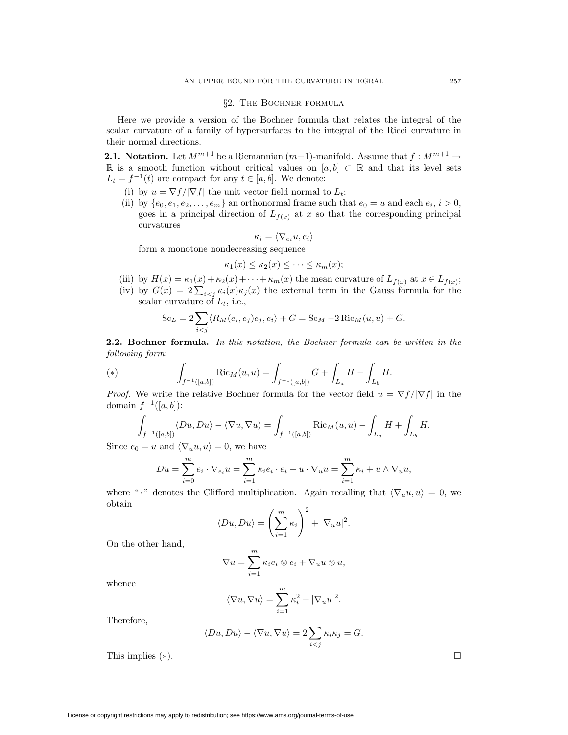## §2. The Bochner formula

Here we provide a version of the Bochner formula that relates the integral of the scalar curvature of a family of hypersurfaces to the integral of the Ricci curvature in their normal directions.

**2.1. Notation.** Let $M^{m+1}$ be a Riemannian $(m+1)$-manifold. Assume that $f : M^{m+1} \to \mathbb{R}$ is a smooth function without critical values on $[a, b] \subset \mathbb{R}$ and that its level sets $L_t = f^{-1}(t)$ are compact for any $t \in [a, b]$. We denote:

(i) by $u = \nabla f / |\nabla f|$ the unit vector field normal to $L_t$;

(ii) by $\{e_0, e_1, e_2, \dots, e_m\}$ an orthonormal frame such that $e_0 = u$ and each $e_i$, $i > 0$, goes in a principal direction of $L_{f(x)}$ at $x$ so that the corresponding principal curvatures

$$\kappa_i = \langle \nabla_{e_i} u, e_i \rangle$$

form a monotone nondecreasing sequence

$$\kappa_1(x) \le \kappa_2(x) \le \dots \le \kappa_m(x);$$

(iii) by $H(x) = \kappa_1(x) + \kappa_2(x) + \dots + \kappa_m(x)$ the mean curvature of $L_{f(x)}$ at $x \in L_{f(x)}$;

(iv) by $G(x) = 2 \sum_{i<j} \kappa_i(x) \kappa_j(x)$ the external term in the Gauss formula for the scalar curvature of $L_t$, i.e.,

$$\operatorname{Sc}_L = 2 \sum_{i<j} \langle R_M(e_i, e_j) e_j, e_i \rangle + G = \operatorname{Sc}_M - 2 \operatorname{Ric}_M(u, u) + G.$$

**2.2. Bochner formula.** *In this notation, the Bochner formula can be written in the following form*:

$$(*) \qquad \int_{f^{-1}([a,b])} \operatorname{Ric}_M(u, u) = \int_{f^{-1}([a,b])} G + \int_{L_a} H - \int_{L_b} H.$$

*Proof.* We write the relative Bochner formula for the vector field $u = \nabla f / |\nabla f|$ in the domain $f^{-1}([a, b])$:

$$\int_{f^{-1}([a,b])} \langle Du, Du \rangle - \langle \nabla u, \nabla u \rangle = \int_{f^{-1}([a,b])} \operatorname{Ric}_M(u, u) - \int_{L_a} H + \int_{L_b} H.$$

Since $e_0 = u$ and $\langle \nabla_u u, u \rangle = 0$, we have

$$Du = \sum_{i=0}^{m} e_i \cdot \nabla_{e_i} u = \sum_{i=1}^{m} \kappa_i e_i \cdot e_i + u \cdot \nabla_u u = \sum_{i=1}^{m} \kappa_i + u \wedge \nabla_u u,$$

where "$\cdot$" denotes the Clifford multiplication. Again recalling that $\langle \nabla_u u, u \rangle = 0$, we obtain

$$\langle Du, Du \rangle = \left( \sum_{i=1}^{m} \kappa_i \right)^2 + |\nabla_u u|^2.$$

On the other hand,

$$\nabla u = \sum_{i=1}^{m} \kappa_i e_i \otimes e_i + \nabla_u u \otimes u,$$

whence

$$\langle \nabla u, \nabla u \rangle = \sum_{i=1}^{m} \kappa_i^2 + |\nabla_u u|^2.$$

Therefore,

$$\langle Du, Du \rangle - \langle \nabla u, \nabla u \rangle = 2 \sum_{i<j} \kappa_i \kappa_j = G.$$

This implies $(*)$. □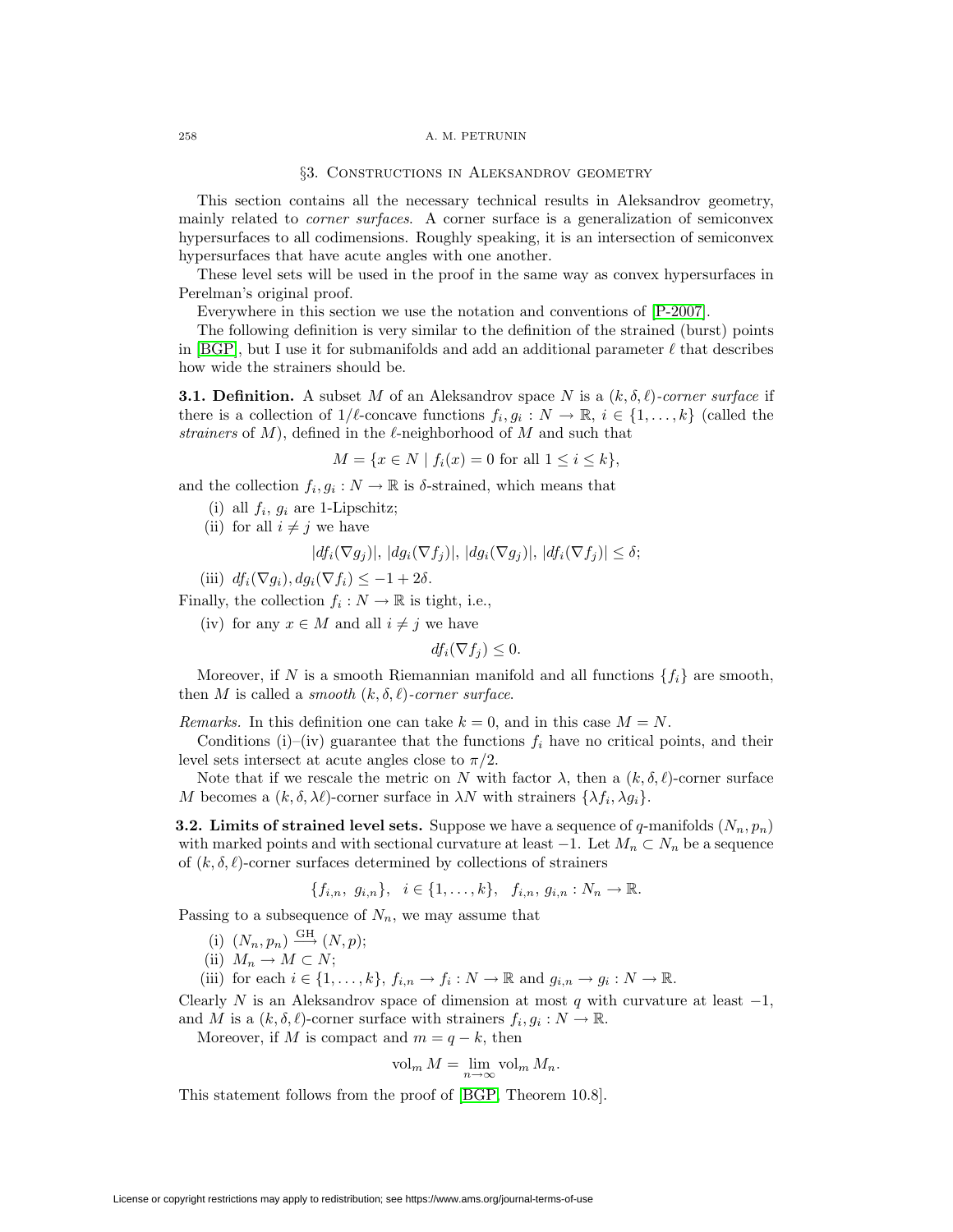## §3. Constructions in Aleksandrov geometry

This section contains all the necessary technical results in Aleksandrov geometry, mainly related to *corner surfaces*. A corner surface is a generalization of semiconvex hypersurfaces to all codimensions. Roughly speaking, it is an intersection of semiconvex hypersurfaces that have acute angles with one another.

These level sets will be used in the proof in the same way as convex hypersurfaces in Perelman's original proof.

Everywhere in this section we use the notation and conventions of [P-2007].

The following definition is very similar to the definition of the strained (burst) points in [BGP], but I use it for submanifolds and add an additional parameter $\ell$ that describes how wide the strainers should be.

**3.1. Definition.** A subset $M$ of an Aleksandrov space $N$ is a *$(k, \delta, \ell)$-corner surface* if there is a collection of $1/\ell$-concave functions $f_i, g_i : N \to \mathbb{R}$, $i \in \{1, \dots, k\}$ (called the *strainers* of $M$), defined in the $\ell$-neighborhood of $M$ and such that

$$M = \{x \in N \mid f_i(x) = 0 \text{ for all } 1 \le i \le k\},$$

and the collection $f_i, g_i : N \to \mathbb{R}$ is $\delta$-strained, which means that

(i) all $f_i$, $g_i$ are 1-Lipschitz;

(ii) for all $i \ne j$ we have

$$|df_i(\nabla g_j)|,\ |dg_i(\nabla f_j)|,\ |dg_i(\nabla g_j)|,\ |df_i(\nabla f_j)| \le \delta;$$

(iii) $df_i(\nabla g_i), dg_i(\nabla f_i) \le -1 + 2\delta$.

Finally, the collection $f_i : N \to \mathbb{R}$ is tight, i.e.,

(iv) for any $x \in M$ and all $i \ne j$ we have

$$df_i(\nabla f_j) \le 0.$$

Moreover, if $N$ is a smooth Riemannian manifold and all functions $\{f_i\}$ are smooth, then $M$ is called a *smooth $(k, \delta, \ell)$-corner surface*.

*Remarks.* In this definition one can take $k = 0$, and in this case $M = N$.

Conditions (i)–(iv) guarantee that the functions $f_i$ have no critical points, and their level sets intersect at acute angles close to $\pi/2$.

Note that if we rescale the metric on $N$ with factor $\lambda$, then a $(k, \delta, \ell)$-corner surface $M$ becomes a $(k, \delta, \lambda\ell)$-corner surface in $\lambda N$ with strainers $\{\lambda f_i, \lambda g_i\}$.

**3.2. Limits of strained level sets.** Suppose we have a sequence of $q$-manifolds $(N_n, p_n)$ with marked points and with sectional curvature at least $-1$. Let $M_n \subset N_n$ be a sequence of $(k, \delta, \ell)$-corner surfaces determined by collections of strainers

$$\{f_{i,n},\ g_{i,n}\},\quad i \in \{1, \dots, k\},\quad f_{i,n},\ g_{i,n} : N_n \to \mathbb{R}.$$

Passing to a subsequence of $N_n$, we may assume that

(i) $(N_n, p_n) \xrightarrow{\text{GH}} (N, p)$;

(ii) $M_n \to M \subset N$;

(iii) for each $i \in \{1, \dots, k\}$, $f_{i,n} \to f_i : N \to \mathbb{R}$ and $g_{i,n} \to g_i : N \to \mathbb{R}$.

Clearly $N$ is an Aleksandrov space of dimension at most $q$ with curvature at least $-1$, and $M$ is a $(k, \delta, \ell)$-corner surface with strainers $f_i, g_i : N \to \mathbb{R}$.

Moreover, if $M$ is compact and $m = q - k$, then

$$\operatorname{vol}_m M = \lim_{n \to \infty} \operatorname{vol}_m M_n.$$

This statement follows from the proof of [BGP, Theorem 10.8].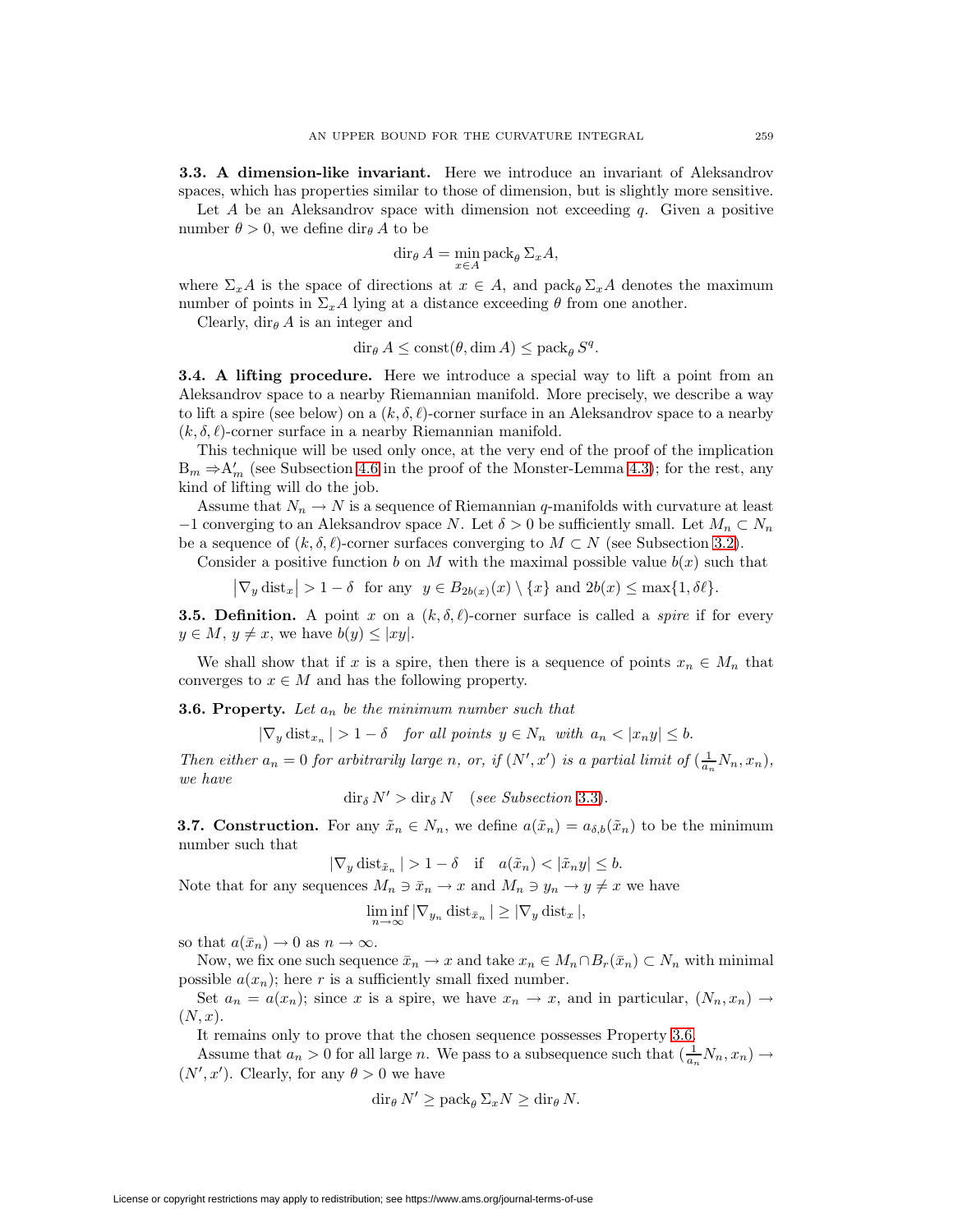**3.3. A dimension-like invariant.** Here we introduce an invariant of Aleksandrov spaces, which has properties similar to those of dimension, but is slightly more sensitive.

Let $A$ be an Aleksandrov space with dimension not exceeding $q$. Given a positive number $\theta > 0$, we define $\operatorname{dir}_\theta A$ to be

$$\operatorname{dir}_\theta A = \min_{x \in A} \operatorname{pack}_\theta \Sigma_x A,$$

where $\Sigma_x A$ is the space of directions at $x \in A$, and $\operatorname{pack}_\theta \Sigma_x A$ denotes the maximum number of points in $\Sigma_x A$ lying at a distance exceeding $\theta$ from one another.

Clearly, $\operatorname{dir}_\theta A$ is an integer and

$$\operatorname{dir}_\theta A \le \operatorname{const}(\theta, \dim A) \le \operatorname{pack}_\theta S^q.$$

**3.4. A lifting procedure.** Here we introduce a special way to lift a point from an Aleksandrov space to a nearby Riemannian manifold. More precisely, we describe a way to lift a spire (see below) on a $(k, \delta, \ell)$-corner surface in an Aleksandrov space to a nearby $(k, \delta, \ell)$-corner surface in a nearby Riemannian manifold.

This technique will be used only once, at the very end of the proof of the implication $\mathrm{B}_m \Rightarrow \mathrm{A}'_m$ (see Subsection 4.6 in the proof of the Monster-Lemma 4.3); for the rest, any kind of lifting will do the job.

Assume that $N_n \to N$ is a sequence of Riemannian $q$-manifolds with curvature at least $-1$ converging to an Aleksandrov space $N$. Let $\delta > 0$ be sufficiently small. Let $M_n \subset N_n$ be a sequence of $(k, \delta, \ell)$-corner surfaces converging to $M \subset N$ (see Subsection 3.2).

Consider a positive function $b$ on $M$ with the maximal possible value $b(x)$ such that

$$\left|\nabla_y \operatorname{dist}_x\right| > 1 - \delta \quad \text{for any} \quad y \in B_{2b(x)}(x) \setminus \{x\} \text{ and } 2b(x) \le \max\{1, \delta\ell\}.$$

**3.5. Definition.** A point $x$ on a $(k, \delta, \ell)$-corner surface is called a *spire* if for every $y \in M$, $y \ne x$, we have $b(y) \le |xy|$.

We shall show that if $x$ is a spire, then there is a sequence of points $x_n \in M_n$ that converges to $x \in M$ and has the following property.

**3.6. Property.** *Let $a_n$ be the minimum number such that*

$$|\nabla_y \operatorname{dist}_{x_n}| > 1 - \delta \quad \textit{for all points } y \in N_n \textit{ with } a_n < |x_n y| \le b.$$

*Then either $a_n = 0$ for arbitrarily large $n$, or, if $(N', x')$ is a partial limit of $(\frac{1}{a_n} N_n, x_n)$, we have*

$$\operatorname{dir}_\delta N' > \operatorname{dir}_\delta N \quad (\textit{see Subsection } 3.3).$$

**3.7. Construction.** For any $\tilde{x}_n \in N_n$, we define $a(\tilde{x}_n) = a_{\delta,b}(\tilde{x}_n)$ to be the minimum number such that

$$|\nabla_y \operatorname{dist}_{\tilde{x}_n}| > 1 - \delta \quad \text{if} \quad a(\tilde{x}_n) < |\tilde{x}_n y| \le b.$$

Note that for any sequences $M_n \ni \bar{x}_n \to x$ and $M_n \ni y_n \to y \ne x$ we have

$$\liminf_{n \to \infty} |\nabla_{y_n} \operatorname{dist}_{\bar{x}_n}| \ge |\nabla_y \operatorname{dist}_x|,$$

so that $a(\bar{x}_n) \to 0$ as $n \to \infty$.

Now, we fix one such sequence $\bar{x}_n \to x$ and take $x_n \in M_n \cap B_r(\bar{x}_n) \subset N_n$ with minimal possible $a(x_n)$; here $r$ is a sufficiently small fixed number.

Set $a_n = a(x_n)$; since $x$ is a spire, we have $x_n \to x$, and in particular, $(N_n, x_n) \to (N, x)$.

It remains only to prove that the chosen sequence possesses Property 3.6.

Assume that $a_n > 0$ for all large $n$. We pass to a subsequence such that $(\frac{1}{a_n} N_n, x_n) \to (N', x')$. Clearly, for any $\theta > 0$ we have

$$\operatorname{dir}_\theta N' \ge \operatorname{pack}_\theta \Sigma_x N \ge \operatorname{dir}_\theta N.$$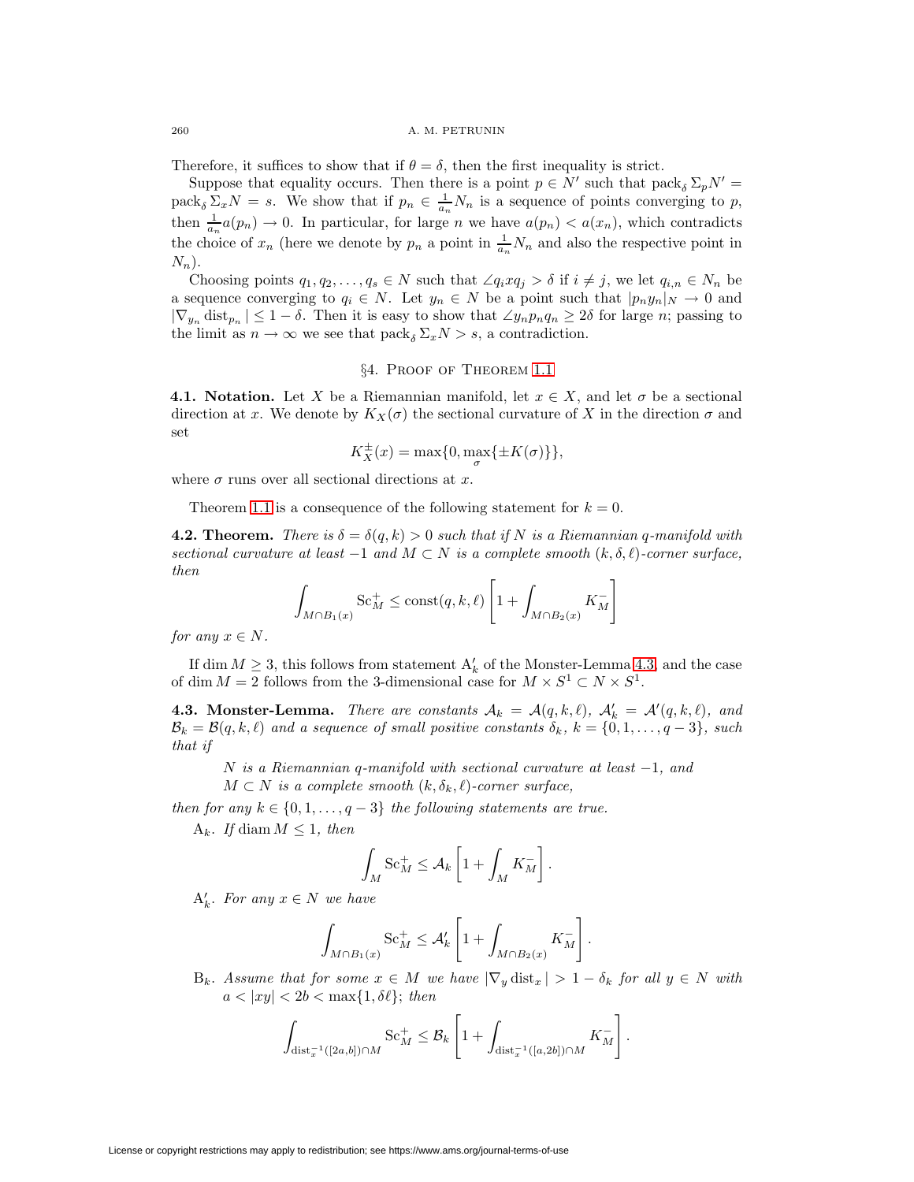Therefore, it suffices to show that if $\theta = \delta$, then the first inequality is strict.

Suppose that equality occurs. Then there is a point $p \in N'$ such that $\operatorname{pack}_\delta \Sigma_p N' = \operatorname{pack}_\delta \Sigma_x N = s$. We show that if $p_n \in \frac{1}{a_n} N_n$ is a sequence of points converging to $p$, then $\frac{1}{a_n} a(p_n) \to 0$. In particular, for large $n$ we have $a(p_n) < a(x_n)$, which contradicts the choice of $x_n$ (here we denote by $p_n$ a point in $\frac{1}{a_n} N_n$ and also the respective point in $N_n$).

Choosing points $q_1, q_2, \dots, q_s \in N$ such that $\angle q_i x q_j > \delta$ if $i \neq j$, we let $q_{i,n} \in N_n$ be a sequence converging to $q_i \in N$. Let $y_n \in N$ be a point such that $|p_n y_n|_N \to 0$ and $|\nabla_{y_n} \operatorname{dist}_{p_n}| \leq 1 - \delta$. Then it is easy to show that $\angle y_n p_n q_n \geq 2\delta$ for large $n$; passing to the limit as $n \to \infty$ we see that $\operatorname{pack}_\delta \Sigma_x N > s$, a contradiction.

## §4. Proof of Theorem 1.1

**4.1. Notation.** Let $X$ be a Riemannian manifold, let $x \in X$, and let $\sigma$ be a sectional direction at $x$. We denote by $K_X(\sigma)$ the sectional curvature of $X$ in the direction $\sigma$ and set

$$K_X^{\pm}(x) = \max\{0, \max_\sigma \{\pm K(\sigma)\}\},$$

where $\sigma$ runs over all sectional directions at $x$.

Theorem 1.1 is a consequence of the following statement for $k = 0$.

**4.2. Theorem.** *There is $\delta = \delta(q, k) > 0$ such that if $N$ is a Riemannian $q$-manifold with sectional curvature at least $-1$ and $M \subset N$ is a complete smooth $(k, \delta, \ell)$-corner surface, then*

$$\int_{M \cap B_1(x)} \operatorname{Sc}_M^+ \leq \operatorname{const}(q, k, \ell) \left[ 1 + \int_{M \cap B_2(x)} K_M^- \right]$$

*for any $x \in N$.*

If $\dim M \geq 3$, this follows from statement $\mathrm{A}'_k$ of the Monster-Lemma 4.3, and the case of $\dim M = 2$ follows from the 3-dimensional case for $M \times S^1 \subset N \times S^1$.

**4.3. Monster-Lemma.** *There are constants $\mathcal{A}_k = \mathcal{A}(q, k, \ell)$, $\mathcal{A}'_k = \mathcal{A}'(q, k, \ell)$, and $\mathcal{B}_k = \mathcal{B}(q, k, \ell)$ and a sequence of small positive constants $\delta_k$, $k = \{0, 1, \dots, q-3\}$, such that if*

> *$N$ is a Riemannian $q$-manifold with sectional curvature at least $-1$, and*
> *$M \subset N$ is a complete smooth $(k, \delta_k, \ell)$-corner surface,*

*then for any $k \in \{0, 1, \dots, q-3\}$ the following statements are true.*

$\mathrm{A}_k$. *If $\operatorname{diam} M \leq 1$, then*

$$\int_M \operatorname{Sc}_M^+ \leq \mathcal{A}_k \left[ 1 + \int_M K_M^- \right].$$

$\mathrm{A}'_k$. *For any $x \in N$ we have*

$$\int_{M \cap B_1(x)} \operatorname{Sc}_M^+ \leq \mathcal{A}'_k \left[ 1 + \int_{M \cap B_2(x)} K_M^- \right].$$

$\mathrm{B}_k$. *Assume that for some $x \in M$ we have $|\nabla_y \operatorname{dist}_x| > 1 - \delta_k$ for all $y \in N$ with $a < |xy| < 2b < \max\{1, \delta\ell\}$; then*

$$\int_{\operatorname{dist}_x^{-1}([2a,b]) \cap M} \operatorname{Sc}_M^+ \leq \mathcal{B}_k \left[ 1 + \int_{\operatorname{dist}_x^{-1}([a,2b]) \cap M} K_M^- \right].$$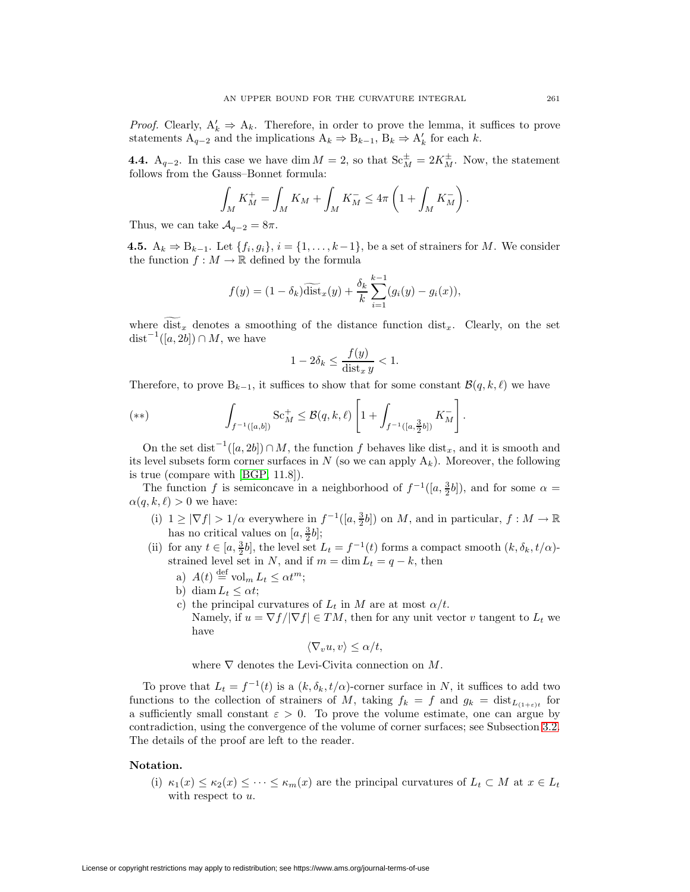*Proof.* Clearly, $\mathrm{A}'_k \Rightarrow \mathrm{A}_k$. Therefore, in order to prove the lemma, it suffices to prove statements $\mathrm{A}_{q-2}$ and the implications $\mathrm{A}_k \Rightarrow \mathrm{B}_{k-1}$, $\mathrm{B}_k \Rightarrow \mathrm{A}'_k$ for each $k$.

**4.4.** $\mathrm{A}_{q-2}$. In this case we have $\dim M = 2$, so that $\mathrm{Sc}^{\pm}_M = 2K^{\pm}_M$. Now, the statement follows from the Gauss–Bonnet formula:

$$\int_M K^+_M = \int_M K_M + \int_M K^-_M \le 4\pi \left(1 + \int_M K^-_M\right).$$

Thus, we can take $\mathcal{A}_{q-2} = 8\pi$.

**4.5.** $\mathrm{A}_k \Rightarrow \mathrm{B}_{k-1}$. Let $\{f_i, g_i\}$, $i = \{1, \dots, k-1\}$, be a set of strainers for $M$. We consider the function $f : M \to \mathbb{R}$ defined by the formula

$$f(y) = (1 - \delta_k)\widetilde{\mathrm{dist}}_x(y) + \frac{\delta_k}{k}\sum_{i=1}^{k-1}(g_i(y) - g_i(x)),$$

where $\widetilde{\mathrm{dist}}_x$ denotes a smoothing of the distance function $\mathrm{dist}_x$. Clearly, on the set $\mathrm{dist}^{-1}([a, 2b]) \cap M$, we have

$$1 - 2\delta_k \le \frac{f(y)}{\mathrm{dist}_x y} < 1.$$

Therefore, to prove $\mathrm{B}_{k-1}$, it suffices to show that for some constant $\mathcal{B}(q, k, \ell)$ we have

$$(**) \qquad \int_{f^{-1}([a,b])} \mathrm{Sc}^+_M \le \mathcal{B}(q, k, \ell)\left[1 + \int_{f^{-1}([a,\frac{3}{2}b])} K^-_M\right].$$

On the set $\mathrm{dist}^{-1}([a, 2b]) \cap M$, the function $f$ behaves like $\mathrm{dist}_x$, and it is smooth and its level subsets form corner surfaces in $N$ (so we can apply $\mathrm{A}_k$). Moreover, the following is true (compare with [BGP, 11.8]).

The function $f$ is semiconcave in a neighborhood of $f^{-1}([a, \frac{3}{2}b])$, and for some $\alpha = \alpha(q, k, \ell) > 0$ we have:

(i) $1 \ge |\nabla f| > 1/\alpha$ everywhere in $f^{-1}([a, \frac{3}{2}b])$ on $M$, and in particular, $f : M \to \mathbb{R}$ has no critical values on $[a, \frac{3}{2}b]$;

(ii) for any $t \in [a, \frac{3}{2}b]$, the level set $L_t = f^{-1}(t)$ forms a compact smooth $(k, \delta_k, t/\alpha)$-strained level set in $N$, and if $m = \dim L_t = q - k$, then

   a) $A(t) \stackrel{\text{def}}{=} \mathrm{vol}_m L_t \le \alpha t^m$;

   b) $\operatorname{diam} L_t \le \alpha t$;

   c) the principal curvatures of $L_t$ in $M$ are at most $\alpha/t$.
   Namely, if $u = \nabla f/|\nabla f| \in TM$, then for any unit vector $v$ tangent to $L_t$ we have

$$\langle \nabla_v u, v\rangle \le \alpha/t,$$

   where $\nabla$ denotes the Levi-Civita connection on $M$.

To prove that $L_t = f^{-1}(t)$ is a $(k, \delta_k, t/\alpha)$-corner surface in $N$, it suffices to add two functions to the collection of strainers of $M$, taking $f_k = f$ and $g_k = \mathrm{dist}_{L_{(1+\varepsilon)t}}$ for a sufficiently small constant $\varepsilon > 0$. To prove the volume estimate, one can argue by contradiction, using the convergence of the volume of corner surfaces; see Subsection 3.2. The details of the proof are left to the reader.

**Notation.**

(i) $\kappa_1(x) \le \kappa_2(x) \le \cdots \le \kappa_m(x)$ are the principal curvatures of $L_t \subset M$ at $x \in L_t$ with respect to $u$.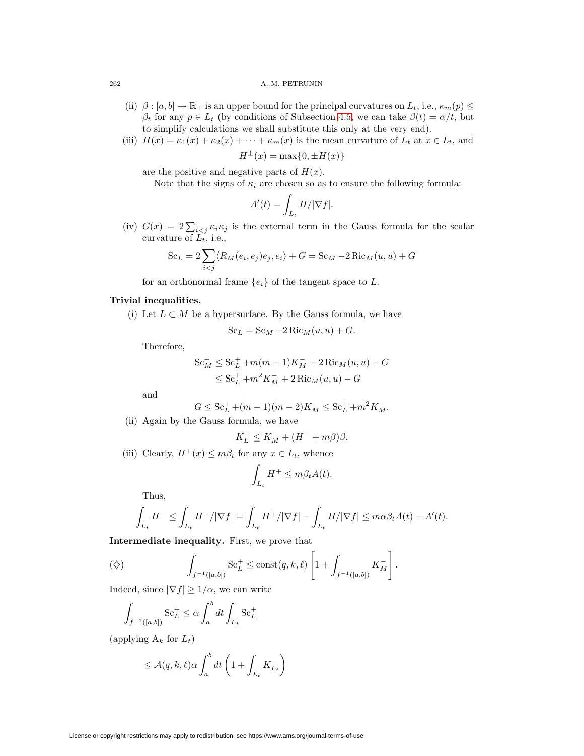(ii) $\beta : [a, b] \to \mathbb{R}_+$ is an upper bound for the principal curvatures on $L_t$, i.e., $\kappa_m(p) \le \beta_t$ for any $p \in L_t$ (by conditions of Subsection 4.5, we can take $\beta(t) = \alpha/t$, but to simplify calculations we shall substitute this only at the very end).

(iii) $H(x) = \kappa_1(x) + \kappa_2(x) + \cdots + \kappa_m(x)$ is the mean curvature of $L_t$ at $x \in L_t$, and

$$H^{\pm}(x) = \max\{0, \pm H(x)\}$$

are the positive and negative parts of $H(x)$.

Note that the signs of $\kappa_i$ are chosen so as to ensure the following formula:

$$A'(t) = \int_{L_t} H/|\nabla f|.$$

(iv) $G(x) = 2\sum_{i<j} \kappa_i \kappa_j$ is the external term in the Gauss formula for the scalar curvature of $L_t$, i.e.,

$$\operatorname{Sc}_L = 2\sum_{i<j} \langle R_M(e_i, e_j)e_j, e_i\rangle + G = \operatorname{Sc}_M - 2\operatorname{Ric}_M(u, u) + G$$

for an orthonormal frame $\{e_i\}$ of the tangent space to $L$.

**Trivial inequalities.**

(i) Let $L \subset M$ be a hypersurface. By the Gauss formula, we have

$$\operatorname{Sc}_L = \operatorname{Sc}_M - 2\operatorname{Ric}_M(u, u) + G.$$

Therefore,

$$\begin{aligned} \operatorname{Sc}_M^+ &\le \operatorname{Sc}_L^+ + m(m-1)K_M^- + 2\operatorname{Ric}_M(u, u) - G \\ &\le \operatorname{Sc}_L^+ + m^2 K_M^- + 2\operatorname{Ric}_M(u, u) - G \end{aligned}$$

and

$$G \le \operatorname{Sc}_L^+ + (m-1)(m-2)K_M^- \le \operatorname{Sc}_L^+ + m^2 K_M^-.$$

(ii) Again by the Gauss formula, we have

$$K_L^- \le K_M^- + (H^- + m\beta)\beta.$$

(iii) Clearly, $H^+(x) \le m\beta_t$ for any $x \in L_t$, whence

$$\int_{L_t} H^+ \le m\beta_t A(t).$$

Thus,

$$\int_{L_t} H^- \le \int_{L_t} H^-/|\nabla f| = \int_{L_t} H^+/|\nabla f| - \int_{L_t} H/|\nabla f| \le m\alpha\beta_t A(t) - A'(t).$$

**Intermediate inequality.** First, we prove that

$$(\diamondsuit) \qquad \int_{f^{-1}([a,b])} \operatorname{Sc}_L^+ \le \operatorname{const}(q, k, \ell)\left[1 + \int_{f^{-1}([a,b])} K_M^-\right].$$

Indeed, since $|\nabla f| \ge 1/\alpha$, we can write

$$\int_{f^{-1}([a,b])} \operatorname{Sc}_L^+ \le \alpha \int_a^b dt \int_{L_t} \operatorname{Sc}_L^+$$

(applying $\mathrm{A}_k$ for $L_t$)

$$\le \mathcal{A}(q, k, \ell)\alpha \int_a^b dt \left(1 + \int_{L_t} K_{L_t}^-\right)$$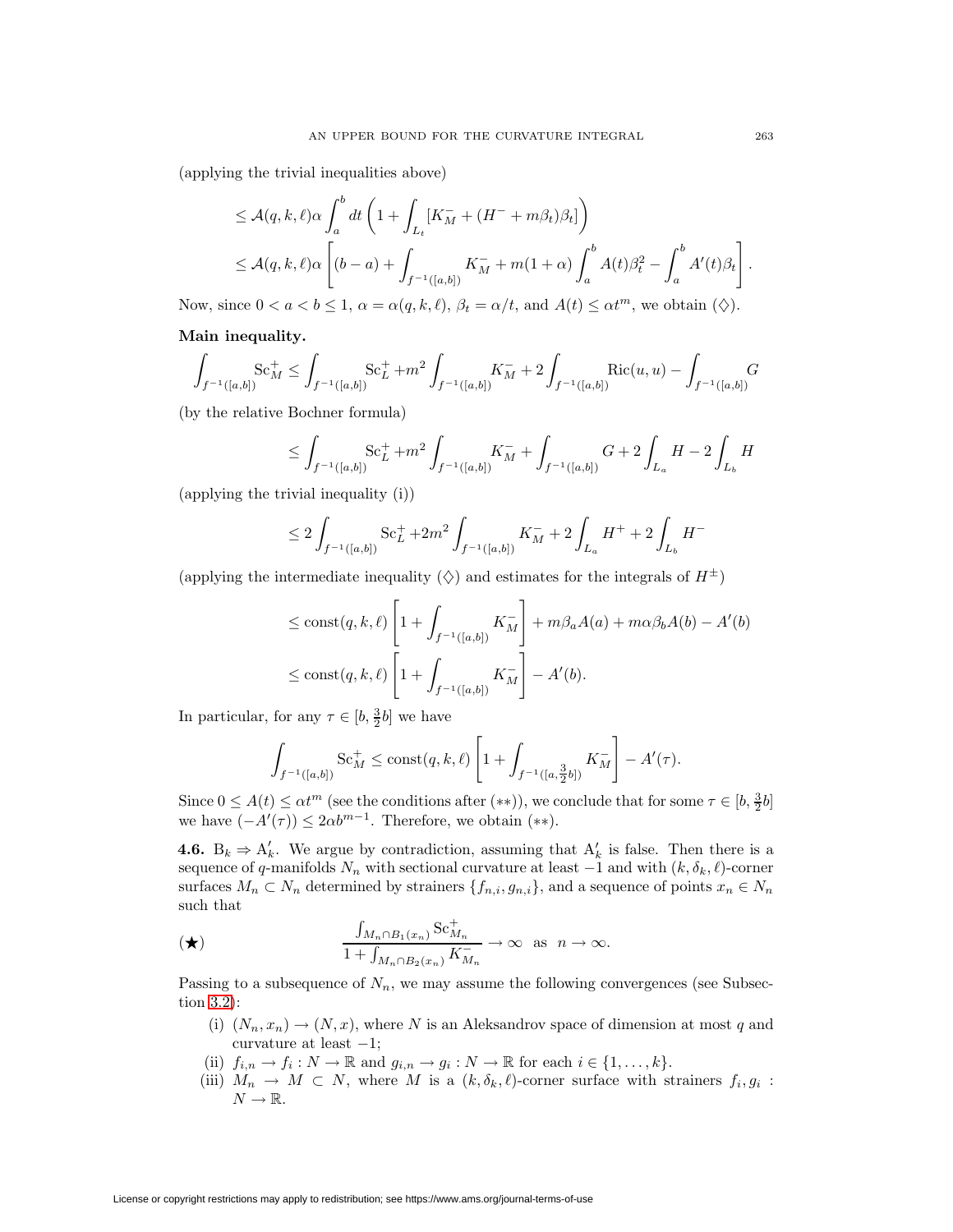(applying the trivial inequalities above)

$$\leq \mathcal{A}(q,k,\ell)\alpha \int_a^b dt \left(1 + \int_{L_t} [K_M^- + (H^- + m\beta_t)\beta_t]\right)$$

$$\leq \mathcal{A}(q,k,\ell)\alpha \left[(b-a) + \int_{f^{-1}([a,b])} K_M^- + m(1+\alpha)\int_a^b A(t)\beta_t^2 - \int_a^b A'(t)\beta_t\right].$$

Now, since $0 < a < b \leq 1$, $\alpha = \alpha(q,k,\ell)$, $\beta_t = \alpha/t$, and $A(t) \leq \alpha t^m$, we obtain ($\diamondsuit$).

**Main inequality.**

$$\int_{f^{-1}([a,b])} \mathrm{Sc}_M^+ \leq \int_{f^{-1}([a,b])} \mathrm{Sc}_L^+ + m^2 \int_{f^{-1}([a,b])} K_M^- + 2\int_{f^{-1}([a,b])} \mathrm{Ric}(u,u) - \int_{f^{-1}([a,b])} G$$

(by the relative Bochner formula)

$$\leq \int_{f^{-1}([a,b])} \mathrm{Sc}_L^+ + m^2 \int_{f^{-1}([a,b])} K_M^- + \int_{f^{-1}([a,b])} G + 2\int_{L_a} H - 2\int_{L_b} H$$

(applying the trivial inequality (i))

$$\leq 2\int_{f^{-1}([a,b])} \mathrm{Sc}_L^+ + 2m^2 \int_{f^{-1}([a,b])} K_M^- + 2\int_{L_a} H^+ + 2\int_{L_b} H^-$$

(applying the intermediate inequality ($\diamondsuit$) and estimates for the integrals of $H^\pm$)

$$\leq \mathrm{const}(q,k,\ell)\left[1 + \int_{f^{-1}([a,b])} K_M^-\right] + m\beta_a A(a) + m\alpha\beta_b A(b) - A'(b)$$

$$\leq \mathrm{const}(q,k,\ell)\left[1 + \int_{f^{-1}([a,b])} K_M^-\right] - A'(b).$$

In particular, for any $\tau \in [b, \frac{3}{2}b]$ we have

$$\int_{f^{-1}([a,b])} \mathrm{Sc}_M^+ \leq \mathrm{const}(q,k,\ell)\left[1 + \int_{f^{-1}([a,\frac{3}{2}b])} K_M^-\right] - A'(\tau).$$

Since $0 \leq A(t) \leq \alpha t^m$ (see the conditions after ($**$)), we conclude that for some $\tau \in [b, \frac{3}{2}b]$ we have $(-A'(\tau)) \leq 2\alpha b^{m-1}$. Therefore, we obtain ($**$).

**4.6.** $\mathrm{B}_k \Rightarrow \mathrm{A}'_k$. We argue by contradiction, assuming that $\mathrm{A}'_k$ is false. Then there is a sequence of $q$-manifolds $N_n$ with sectional curvature at least $-1$ and with $(k, \delta_k, \ell)$-corner surfaces $M_n \subset N_n$ determined by strainers $\{f_{n,i}, g_{n,i}\}$, and a sequence of points $x_n \in N_n$ such that

$$(\bigstar) \qquad \frac{\int_{M_n \cap B_1(x_n)} \mathrm{Sc}_{M_n}^+}{1 + \int_{M_n \cap B_2(x_n)} K_{M_n}^-} \to \infty \quad \text{as} \quad n \to \infty.$$

Passing to a subsequence of $N_n$, we may assume the following convergences (see Subsection 3.2):

(i) $(N_n, x_n) \to (N, x)$, where $N$ is an Aleksandrov space of dimension at most $q$ and curvature at least $-1$;

(ii) $f_{i,n} \to f_i : N \to \mathbb{R}$ and $g_{i,n} \to g_i : N \to \mathbb{R}$ for each $i \in \{1, \ldots, k\}$.

(iii) $M_n \to M \subset N$, where $M$ is a $(k, \delta_k, \ell)$-corner surface with strainers $f_i, g_i : N \to \mathbb{R}$.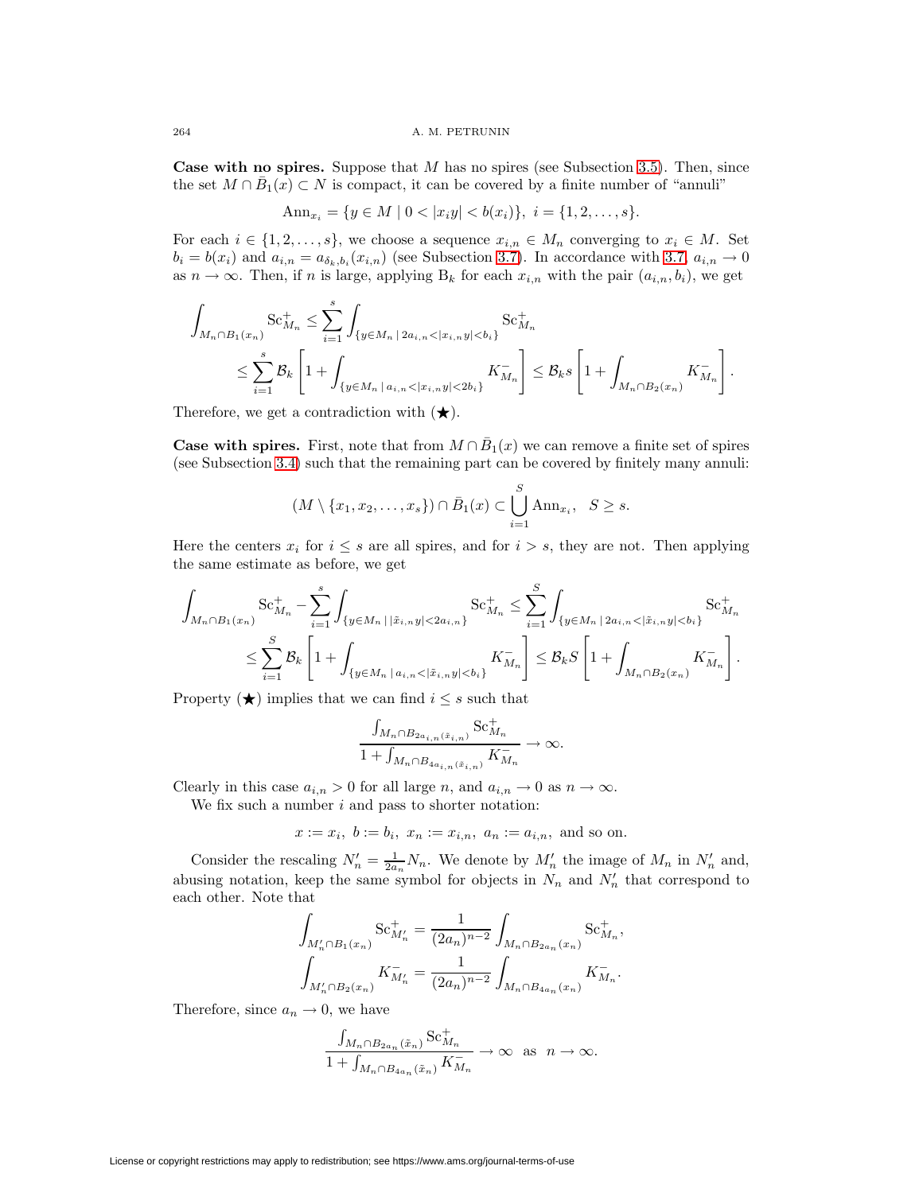**Case with no spires.** Suppose that $M$ has no spires (see Subsection 3.5). Then, since the set $M \cap \bar{B}_1(x) \subset N$ is compact, it can be covered by a finite number of "annuli"

$$\mathrm{Ann}_{x_i} = \{y \in M \mid 0 < |x_i y| < b(x_i)\},\ i = \{1, 2, \ldots, s\}.$$

For each $i \in \{1, 2, \ldots, s\}$, we choose a sequence $x_{i,n} \in M_n$ converging to $x_i \in M$. Set $b_i = b(x_i)$ and $a_{i,n} = a_{\delta_k, b_i}(x_{i,n})$ (see Subsection 3.7). In accordance with 3.7, $a_{i,n} \to 0$ as $n \to \infty$. Then, if $n$ is large, applying $\mathrm{B}_k$ for each $x_{i,n}$ with the pair $(a_{i,n}, b_i)$, we get

$$\begin{aligned}\int_{M_n \cap B_1(x_n)} \mathrm{Sc}^+_{M_n} &\le \sum_{i=1}^{s} \int_{\{y \in M_n \mid 2a_{i,n} < |x_{i,n} y| < b_i\}} \mathrm{Sc}^+_{M_n} \\ &\le \sum_{i=1}^{s} \mathcal{B}_k \left[1 + \int_{\{y \in M_n \mid a_{i,n} < |x_{i,n} y| < 2b_i\}} K^-_{M_n}\right] \le \mathcal{B}_k s \left[1 + \int_{M_n \cap B_2(x_n)} K^-_{M_n}\right].\end{aligned}$$

Therefore, we get a contradiction with ($\bigstar$).

**Case with spires.** First, note that from $M \cap \bar{B}_1(x)$ we can remove a finite set of spires (see Subsection 3.4) such that the remaining part can be covered by finitely many annuli:

$$(M \setminus \{x_1, x_2, \ldots, x_s\}) \cap \bar{B}_1(x) \subset \bigcup_{i=1}^{S} \mathrm{Ann}_{x_i},\quad S \ge s.$$

Here the centers $x_i$ for $i \le s$ are all spires, and for $i > s$, they are not. Then applying the same estimate as before, we get

$$\begin{aligned}\int_{M_n \cap B_1(x_n)} \mathrm{Sc}^+_{M_n} - \sum_{i=1}^{s} \int_{\{y \in M_n \mid |\tilde{x}_{i,n} y| < 2a_{i,n}\}} \mathrm{Sc}^+_{M_n} &\le \sum_{i=1}^{S} \int_{\{y \in M_n \mid 2a_{i,n} < |\tilde{x}_{i,n} y| < b_i\}} \mathrm{Sc}^+_{M_n} \\ \le \sum_{i=1}^{S} \mathcal{B}_k \left[1 + \int_{\{y \in M_n \mid a_{i,n} < |\tilde{x}_{i,n} y| < b_i\}} K^-_{M_n}\right] &\le \mathcal{B}_k S \left[1 + \int_{M_n \cap B_2(x_n)} K^-_{M_n}\right].\end{aligned}$$

Property ($\bigstar$) implies that we can find $i \le s$ such that

$$\frac{\int_{M_n \cap B_{2a_{i,n}}(\tilde{x}_{i,n})} \mathrm{Sc}^+_{M_n}}{1 + \int_{M_n \cap B_{4a_{i,n}}(\tilde{x}_{i,n})} K^-_{M_n}} \to \infty.$$

Clearly in this case $a_{i,n} > 0$ for all large $n$, and $a_{i,n} \to 0$ as $n \to \infty$.

We fix such a number $i$ and pass to shorter notation:

$$x := x_i,\ b := b_i,\ x_n := x_{i,n},\ a_n := a_{i,n},\ \text{and so on.}$$

Consider the rescaling $N'_n = \frac{1}{2a_n} N_n$. We denote by $M'_n$ the image of $M_n$ in $N'_n$ and, abusing notation, keep the same symbol for objects in $N_n$ and $N'_n$ that correspond to each other. Note that

$$\begin{aligned}\int_{M'_n \cap B_1(x_n)} \mathrm{Sc}^+_{M'_n} &= \frac{1}{(2a_n)^{n-2}} \int_{M_n \cap B_{2a_n}(x_n)} \mathrm{Sc}^+_{M_n},\\ \int_{M'_n \cap B_2(x_n)} K^-_{M'_n} &= \frac{1}{(2a_n)^{n-2}} \int_{M_n \cap B_{4a_n}(x_n)} K^-_{M_n}.\end{aligned}$$

Therefore, since $a_n \to 0$, we have

$$\frac{\int_{M_n \cap B_{2a_n}(\tilde{x}_n)} \mathrm{Sc}^+_{M_n}}{1 + \int_{M_n \cap B_{4a_n}(\tilde{x}_n)} K^-_{M_n}} \to \infty \quad \text{as} \quad n \to \infty.$$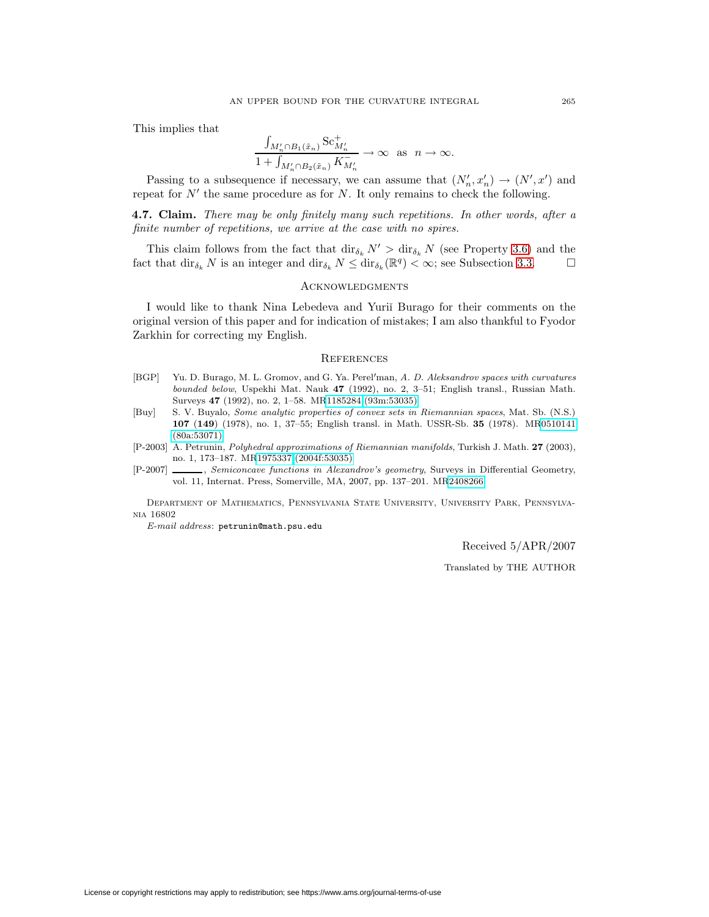This implies that

$$\frac{\int_{M'_n \cap B_1(\tilde{x}_n)} \mathrm{Sc}^+_{M'_n}}{1 + \int_{M'_n \cap B_2(\tilde{x}_n)} K^-_{M'_n}} \to \infty \quad \text{as} \quad n \to \infty.$$

Passing to a subsequence if necessary, we can assume that $(N'_n, x'_n) \to (N', x')$ and repeat for $N'$ the same procedure as for $N$. It only remains to check the following.

**4.7. Claim.** *There may be only finitely many such repetitions. In other words, after a finite number of repetitions, we arrive at the case with no spires.*

This claim follows from the fact that $\operatorname{dir}_{\delta_k} N' > \operatorname{dir}_{\delta_k} N$ (see Property 3.6) and the fact that $\operatorname{dir}_{\delta_k} N$ is an integer and $\operatorname{dir}_{\delta_k} N \le \operatorname{dir}_{\delta_k}(\mathbb{R}^q) < \infty$; see Subsection 3.3. □

## Acknowledgments

I would like to thank Nina Lebedeva and Yuriĭ Burago for their comments on the original version of this paper and for indication of mistakes; I am also thankful to Fyodor Zarkhin for correcting my English.

## References

- [BGP] Yu. D. Burago, M. L. Gromov, and G. Ya. Perel′man, *A. D. Aleksandrov spaces with curvatures bounded below*, Uspekhi Mat. Nauk **47** (1992), no. 2, 3–51; English transl., Russian Math. Surveys **47** (1992), no. 2, 1–58. MR1185284 (93m:53035)
- [Buy] S. V. Buyalo, *Some analytic properties of convex sets in Riemannian spaces*, Mat. Sb. (N.S.) **107** (**149**) (1978), no. 1, 37–55; English transl. in Math. USSR-Sb. **35** (1978). MR0510141 (80a:53071)
- [P-2003] A. Petrunin, *Polyhedral approximations of Riemannian manifolds*, Turkish J. Math. **27** (2003), no. 1, 173–187. MR1975337 (2004f:53035)
- [P-2007] ———, *Semiconcave functions in Alexandrov's geometry*, Surveys in Differential Geometry, vol. 11, Internat. Press, Somerville, MA, 2007, pp. 137–201. MR2408266

Department of Mathematics, Pennsylvania State University, University Park, Pennsylvania 16802

*E-mail address*: petrunin@math.psu.edu

Received 5/APR/2007

Translated by THE AUTHOR